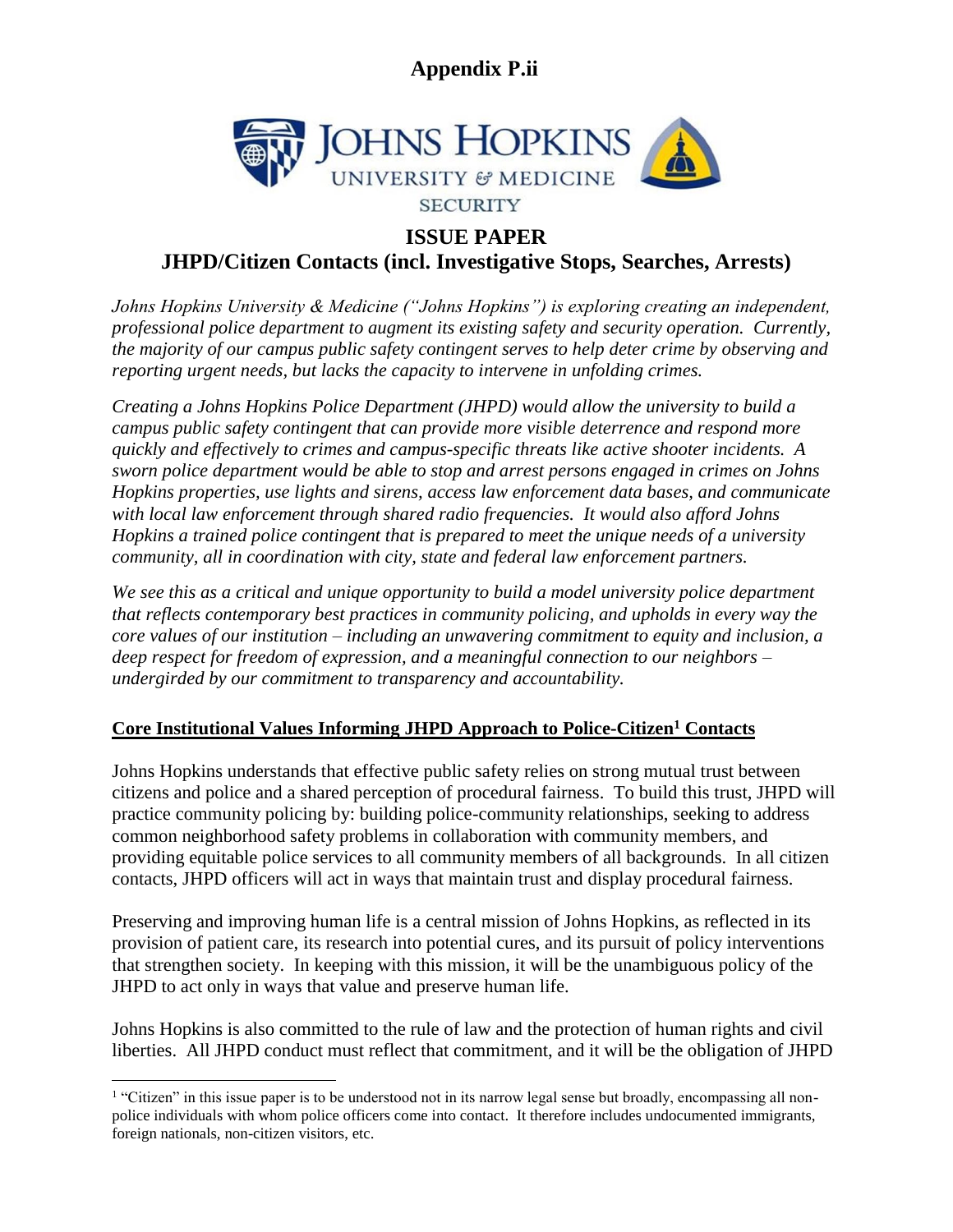# Appendix P.ii

JOHNS HOPKINS
UNIVERSITY & MEDICINE
SECURITY

## ISSUE PAPER
## JHPD/Citizen Contacts (incl. Investigative Stops, Searches, Arrests)

*Johns Hopkins University & Medicine ("Johns Hopkins") is exploring creating an independent, professional police department to augment its existing safety and security operation. Currently, the majority of our campus public safety contingent serves to help deter crime by observing and reporting urgent needs, but lacks the capacity to intervene in unfolding crimes.*

*Creating a Johns Hopkins Police Department (JHPD) would allow the university to build a campus public safety contingent that can provide more visible deterrence and respond more quickly and effectively to crimes and campus-specific threats like active shooter incidents. A sworn police department would be able to stop and arrest persons engaged in crimes on Johns Hopkins properties, use lights and sirens, access law enforcement data bases, and communicate with local law enforcement through shared radio frequencies. It would also afford Johns Hopkins a trained police contingent that is prepared to meet the unique needs of a university community, all in coordination with city, state and federal law enforcement partners.*

*We see this as a critical and unique opportunity to build a model university police department that reflects contemporary best practices in community policing, and upholds in every way the core values of our institution – including an unwavering commitment to equity and inclusion, a deep respect for freedom of expression, and a meaningful connection to our neighbors – undergirded by our commitment to transparency and accountability.*

### Core Institutional Values Informing JHPD Approach to Police-Citizen[1] Contacts

Johns Hopkins understands that effective public safety relies on strong mutual trust between citizens and police and a shared perception of procedural fairness. To build this trust, JHPD will practice community policing by: building police-community relationships, seeking to address common neighborhood safety problems in collaboration with community members, and providing equitable police services to all community members of all backgrounds. In all citizen contacts, JHPD officers will act in ways that maintain trust and display procedural fairness.

Preserving and improving human life is a central mission of Johns Hopkins, as reflected in its provision of patient care, its research into potential cures, and its pursuit of policy interventions that strengthen society. In keeping with this mission, it will be the unambiguous policy of the JHPD to act only in ways that value and preserve human life.

Johns Hopkins is also committed to the rule of law and the protection of human rights and civil liberties. All JHPD conduct must reflect that commitment, and it will be the obligation of JHPD

[1] "Citizen" in this issue paper is to be understood not in its narrow legal sense but broadly, encompassing all non-police individuals with whom police officers come into contact. It therefore includes undocumented immigrants, foreign nationals, non-citizen visitors, etc.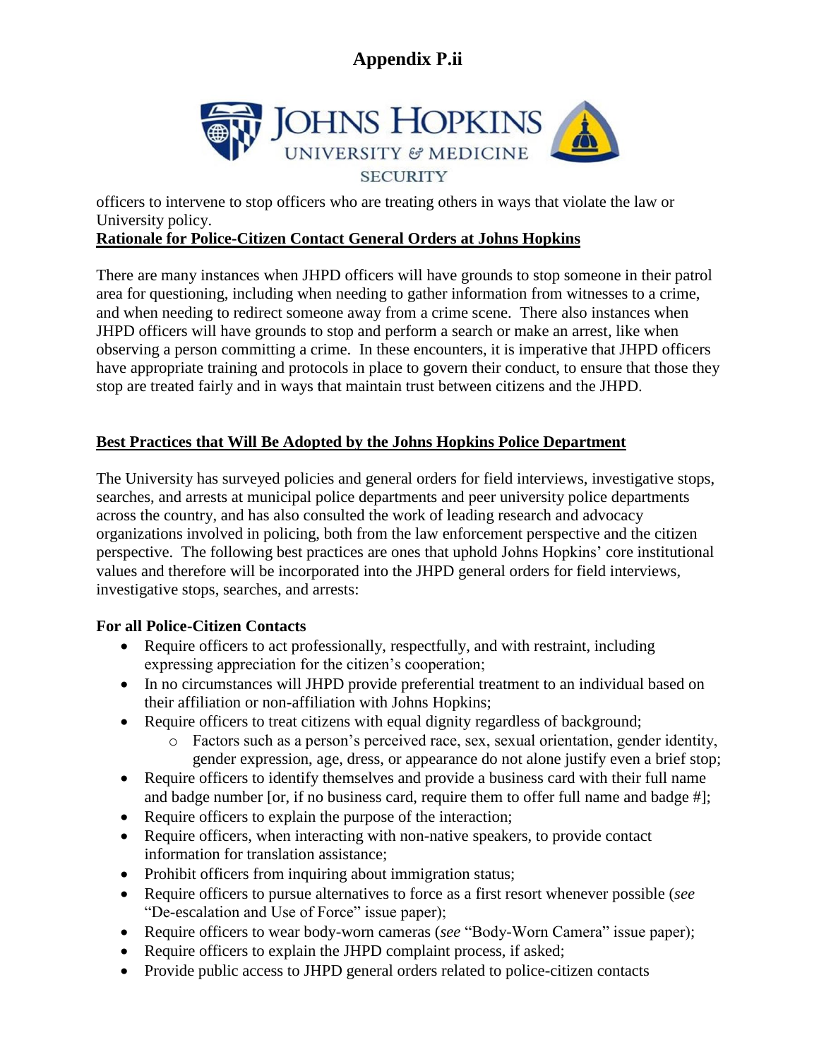officers to intervene to stop officers who are treating others in ways that violate the law or University policy.

**Rationale for Police-Citizen Contact General Orders at Johns Hopkins**

There are many instances when JHPD officers will have grounds to stop someone in their patrol area for questioning, including when needing to gather information from witnesses to a crime, and when needing to redirect someone away from a crime scene. There also instances when JHPD officers will have grounds to stop and perform a search or make an arrest, like when observing a person committing a crime. In these encounters, it is imperative that JHPD officers have appropriate training and protocols in place to govern their conduct, to ensure that those they stop are treated fairly and in ways that maintain trust between citizens and the JHPD.

**Best Practices that Will Be Adopted by the Johns Hopkins Police Department**

The University has surveyed policies and general orders for field interviews, investigative stops, searches, and arrests at municipal police departments and peer university police departments across the country, and has also consulted the work of leading research and advocacy organizations involved in policing, both from the law enforcement perspective and the citizen perspective. The following best practices are ones that uphold Johns Hopkins' core institutional values and therefore will be incorporated into the JHPD general orders for field interviews, investigative stops, searches, and arrests:

**For all Police-Citizen Contacts**

- Require officers to act professionally, respectfully, and with restraint, including expressing appreciation for the citizen's cooperation;
- In no circumstances will JHPD provide preferential treatment to an individual based on their affiliation or non-affiliation with Johns Hopkins;
- Require officers to treat citizens with equal dignity regardless of background;
  - Factors such as a person's perceived race, sex, sexual orientation, gender identity, gender expression, age, dress, or appearance do not alone justify even a brief stop;
- Require officers to identify themselves and provide a business card with their full name and badge number [or, if no business card, require them to offer full name and badge #];
- Require officers to explain the purpose of the interaction;
- Require officers, when interacting with non-native speakers, to provide contact information for translation assistance;
- Prohibit officers from inquiring about immigration status;
- Require officers to pursue alternatives to force as a first resort whenever possible (*see* "De-escalation and Use of Force" issue paper);
- Require officers to wear body-worn cameras (*see* "Body-Worn Camera" issue paper);
- Require officers to explain the JHPD complaint process, if asked;
- Provide public access to JHPD general orders related to police-citizen contacts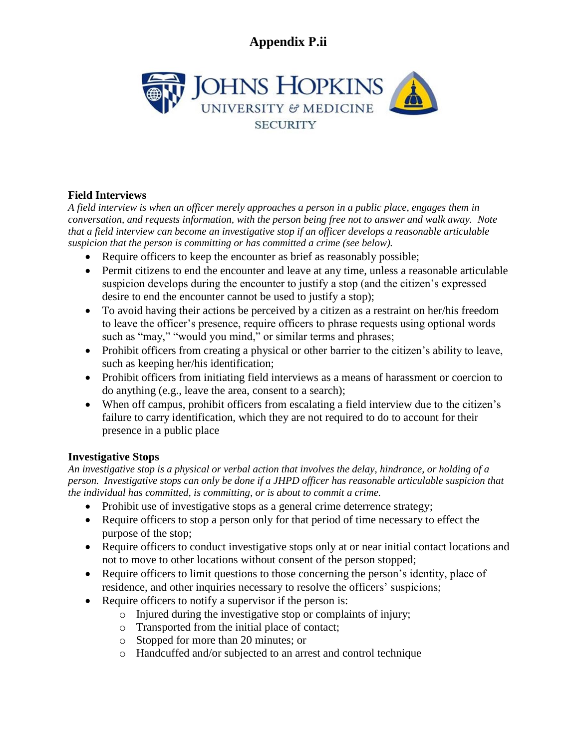# Appendix P.ii

JOHNS HOPKINS
UNIVERSITY & MEDICINE
SECURITY

### Field Interviews

*A field interview is when an officer merely approaches a person in a public place, engages them in conversation, and requests information, with the person being free not to answer and walk away. Note that a field interview can become an investigative stop if an officer develops a reasonable articulable suspicion that the person is committing or has committed a crime (see below).*

- Require officers to keep the encounter as brief as reasonably possible;
- Permit citizens to end the encounter and leave at any time, unless a reasonable articulable suspicion develops during the encounter to justify a stop (and the citizen's expressed desire to end the encounter cannot be used to justify a stop);
- To avoid having their actions be perceived by a citizen as a restraint on her/his freedom to leave the officer's presence, require officers to phrase requests using optional words such as "may," "would you mind," or similar terms and phrases;
- Prohibit officers from creating a physical or other barrier to the citizen's ability to leave, such as keeping her/his identification;
- Prohibit officers from initiating field interviews as a means of harassment or coercion to do anything (e.g., leave the area, consent to a search);
- When off campus, prohibit officers from escalating a field interview due to the citizen's failure to carry identification, which they are not required to do to account for their presence in a public place

### Investigative Stops

*An investigative stop is a physical or verbal action that involves the delay, hindrance, or holding of a person. Investigative stops can only be done if a JHPD officer has reasonable articulable suspicion that the individual has committed, is committing, or is about to commit a crime.*

- Prohibit use of investigative stops as a general crime deterrence strategy;
- Require officers to stop a person only for that period of time necessary to effect the purpose of the stop;
- Require officers to conduct investigative stops only at or near initial contact locations and not to move to other locations without consent of the person stopped;
- Require officers to limit questions to those concerning the person's identity, place of residence, and other inquiries necessary to resolve the officers' suspicions;
- Require officers to notify a supervisor if the person is:
    - Injured during the investigative stop or complaints of injury;
    - Transported from the initial place of contact;
    - Stopped for more than 20 minutes; or
    - Handcuffed and/or subjected to an arrest and control technique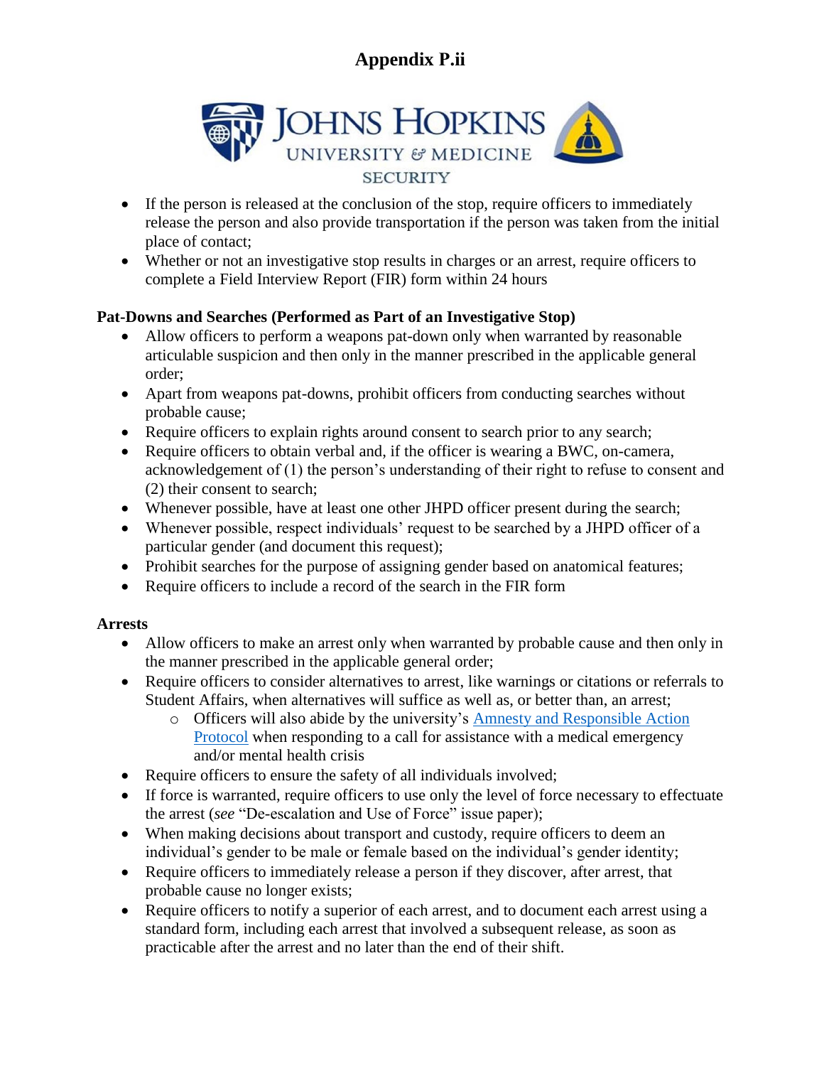# Appendix P.ii

- If the person is released at the conclusion of the stop, require officers to immediately release the person and also provide transportation if the person was taken from the initial place of contact;
- Whether or not an investigative stop results in charges or an arrest, require officers to complete a Field Interview Report (FIR) form within 24 hours

**Pat-Downs and Searches (Performed as Part of an Investigative Stop)**

- Allow officers to perform a weapons pat-down only when warranted by reasonable articulable suspicion and then only in the manner prescribed in the applicable general order;
- Apart from weapons pat-downs, prohibit officers from conducting searches without probable cause;
- Require officers to explain rights around consent to search prior to any search;
- Require officers to obtain verbal and, if the officer is wearing a BWC, on-camera, acknowledgement of (1) the person's understanding of their right to refuse to consent and (2) their consent to search;
- Whenever possible, have at least one other JHPD officer present during the search;
- Whenever possible, respect individuals' request to be searched by a JHPD officer of a particular gender (and document this request);
- Prohibit searches for the purpose of assigning gender based on anatomical features;
- Require officers to include a record of the search in the FIR form

**Arrests**

- Allow officers to make an arrest only when warranted by probable cause and then only in the manner prescribed in the applicable general order;
- Require officers to consider alternatives to arrest, like warnings or citations or referrals to Student Affairs, when alternatives will suffice as well as, or better than, an arrest;
  - Officers will also abide by the university's Amnesty and Responsible Action Protocol when responding to a call for assistance with a medical emergency and/or mental health crisis
- Require officers to ensure the safety of all individuals involved;
- If force is warranted, require officers to use only the level of force necessary to effectuate the arrest (*see* "De-escalation and Use of Force" issue paper);
- When making decisions about transport and custody, require officers to deem an individual's gender to be male or female based on the individual's gender identity;
- Require officers to immediately release a person if they discover, after arrest, that probable cause no longer exists;
- Require officers to notify a superior of each arrest, and to document each arrest using a standard form, including each arrest that involved a subsequent release, as soon as practicable after the arrest and no later than the end of their shift.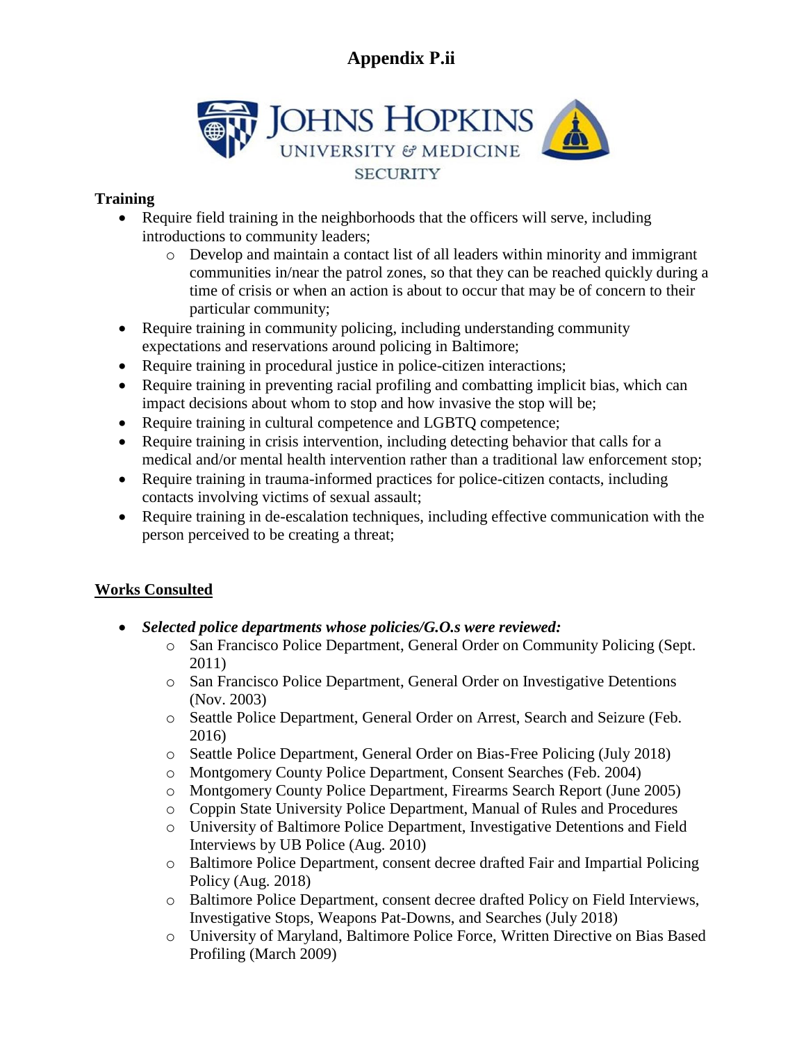# Appendix P.ii

JOHNS HOPKINS
UNIVERSITY & MEDICINE
SECURITY

**Training**

- Require field training in the neighborhoods that the officers will serve, including introductions to community leaders;
  - Develop and maintain a contact list of all leaders within minority and immigrant communities in/near the patrol zones, so that they can be reached quickly during a time of crisis or when an action is about to occur that may be of concern to their particular community;
- Require training in community policing, including understanding community expectations and reservations around policing in Baltimore;
- Require training in procedural justice in police-citizen interactions;
- Require training in preventing racial profiling and combatting implicit bias, which can impact decisions about whom to stop and how invasive the stop will be;
- Require training in cultural competence and LGBTQ competence;
- Require training in crisis intervention, including detecting behavior that calls for a medical and/or mental health intervention rather than a traditional law enforcement stop;
- Require training in trauma-informed practices for police-citizen contacts, including contacts involving victims of sexual assault;
- Require training in de-escalation techniques, including effective communication with the person perceived to be creating a threat;

**Works Consulted**

- ***Selected police departments whose policies/G.O.s were reviewed:***
  - San Francisco Police Department, General Order on Community Policing (Sept. 2011)
  - San Francisco Police Department, General Order on Investigative Detentions (Nov. 2003)
  - Seattle Police Department, General Order on Arrest, Search and Seizure (Feb. 2016)
  - Seattle Police Department, General Order on Bias-Free Policing (July 2018)
  - Montgomery County Police Department, Consent Searches (Feb. 2004)
  - Montgomery County Police Department, Firearms Search Report (June 2005)
  - Coppin State University Police Department, Manual of Rules and Procedures
  - University of Baltimore Police Department, Investigative Detentions and Field Interviews by UB Police (Aug. 2010)
  - Baltimore Police Department, consent decree drafted Fair and Impartial Policing Policy (Aug. 2018)
  - Baltimore Police Department, consent decree drafted Policy on Field Interviews, Investigative Stops, Weapons Pat-Downs, and Searches (July 2018)
  - University of Maryland, Baltimore Police Force, Written Directive on Bias Based Profiling (March 2009)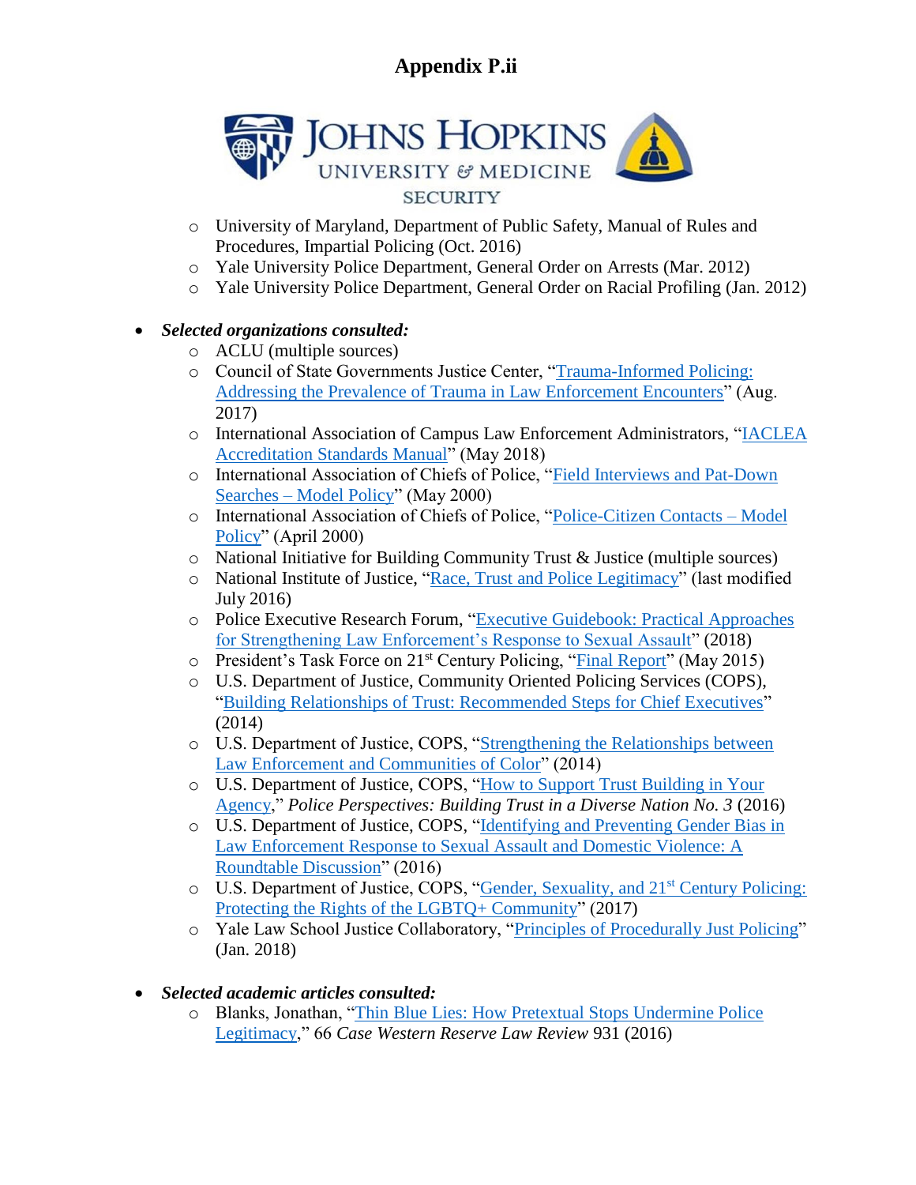# Appendix P.ii

JOHNS HOPKINS
UNIVERSITY & MEDICINE
SECURITY

- University of Maryland, Department of Public Safety, Manual of Rules and Procedures, Impartial Policing (Oct. 2016)
- Yale University Police Department, General Order on Arrests (Mar. 2012)
- Yale University Police Department, General Order on Racial Profiling (Jan. 2012)

- ***Selected organizations consulted:***
  - ACLU (multiple sources)
  - Council of State Governments Justice Center, "Trauma-Informed Policing: Addressing the Prevalence of Trauma in Law Enforcement Encounters" (Aug. 2017)
  - International Association of Campus Law Enforcement Administrators, "IACLEA Accreditation Standards Manual" (May 2018)
  - International Association of Chiefs of Police, "Field Interviews and Pat-Down Searches – Model Policy" (May 2000)
  - International Association of Chiefs of Police, "Police-Citizen Contacts – Model Policy" (April 2000)
  - National Initiative for Building Community Trust & Justice (multiple sources)
  - National Institute of Justice, "Race, Trust and Police Legitimacy" (last modified July 2016)
  - Police Executive Research Forum, "Executive Guidebook: Practical Approaches for Strengthening Law Enforcement's Response to Sexual Assault" (2018)
  - President's Task Force on 21st Century Policing, "Final Report" (May 2015)
  - U.S. Department of Justice, Community Oriented Policing Services (COPS), "Building Relationships of Trust: Recommended Steps for Chief Executives" (2014)
  - U.S. Department of Justice, COPS, "Strengthening the Relationships between Law Enforcement and Communities of Color" (2014)
  - U.S. Department of Justice, COPS, "How to Support Trust Building in Your Agency," *Police Perspectives: Building Trust in a Diverse Nation No. 3* (2016)
  - U.S. Department of Justice, COPS, "Identifying and Preventing Gender Bias in Law Enforcement Response to Sexual Assault and Domestic Violence: A Roundtable Discussion" (2016)
  - U.S. Department of Justice, COPS, "Gender, Sexuality, and 21st Century Policing: Protecting the Rights of the LGBTQ+ Community" (2017)
  - Yale Law School Justice Collaboratory, "Principles of Procedurally Just Policing" (Jan. 2018)

- ***Selected academic articles consulted:***
  - Blanks, Jonathan, "Thin Blue Lies: How Pretextual Stops Undermine Police Legitimacy," 66 *Case Western Reserve Law Review* 931 (2016)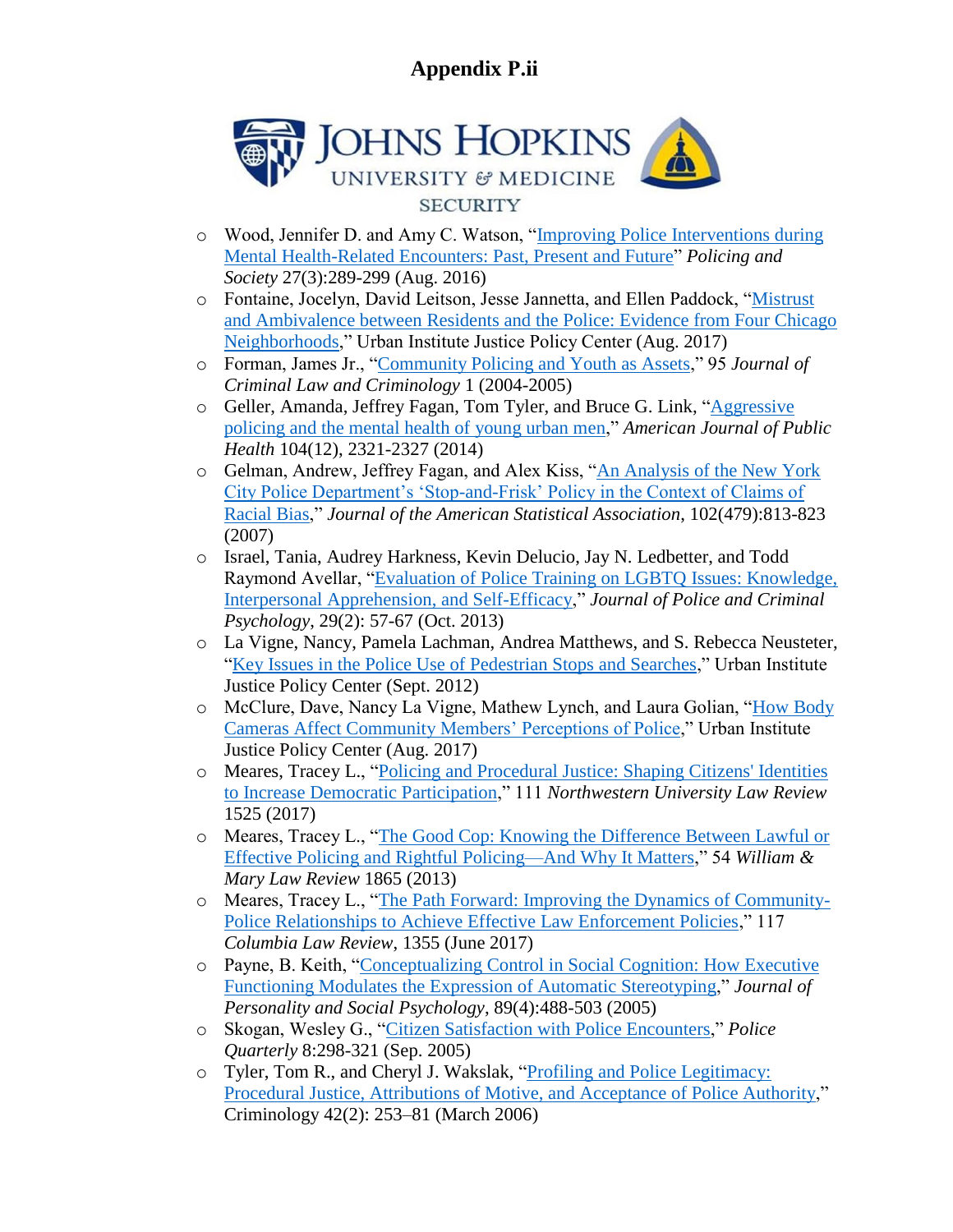# Appendix P.ii

JOHNS HOPKINS UNIVERSITY & MEDICINE SECURITY

- Wood, Jennifer D. and Amy C. Watson, "Improving Police Interventions during Mental Health-Related Encounters: Past, Present and Future" *Policing and Society* 27(3):289-299 (Aug. 2016)
- Fontaine, Jocelyn, David Leitson, Jesse Jannetta, and Ellen Paddock, "Mistrust and Ambivalence between Residents and the Police: Evidence from Four Chicago Neighborhoods," Urban Institute Justice Policy Center (Aug. 2017)
- Forman, James Jr., "Community Policing and Youth as Assets," 95 *Journal of Criminal Law and Criminology* 1 (2004-2005)
- Geller, Amanda, Jeffrey Fagan, Tom Tyler, and Bruce G. Link, "Aggressive policing and the mental health of young urban men," *American Journal of Public Health* 104(12), 2321-2327 (2014)
- Gelman, Andrew, Jeffrey Fagan, and Alex Kiss, "An Analysis of the New York City Police Department's 'Stop-and-Frisk' Policy in the Context of Claims of Racial Bias," *Journal of the American Statistical Association*, 102(479):813-823 (2007)
- Israel, Tania, Audrey Harkness, Kevin Delucio, Jay N. Ledbetter, and Todd Raymond Avellar, "Evaluation of Police Training on LGBTQ Issues: Knowledge, Interpersonal Apprehension, and Self-Efficacy," *Journal of Police and Criminal Psychology*, 29(2): 57-67 (Oct. 2013)
- La Vigne, Nancy, Pamela Lachman, Andrea Matthews, and S. Rebecca Neusteter, "Key Issues in the Police Use of Pedestrian Stops and Searches," Urban Institute Justice Policy Center (Sept. 2012)
- McClure, Dave, Nancy La Vigne, Mathew Lynch, and Laura Golian, "How Body Cameras Affect Community Members' Perceptions of Police," Urban Institute Justice Policy Center (Aug. 2017)
- Meares, Tracey L., "Policing and Procedural Justice: Shaping Citizens' Identities to Increase Democratic Participation," 111 *Northwestern University Law Review* 1525 (2017)
- Meares, Tracey L., "The Good Cop: Knowing the Difference Between Lawful or Effective Policing and Rightful Policing—And Why It Matters," 54 *William & Mary Law Review* 1865 (2013)
- Meares, Tracey L., "The Path Forward: Improving the Dynamics of Community-Police Relationships to Achieve Effective Law Enforcement Policies," 117 *Columbia Law Review*, 1355 (June 2017)
- Payne, B. Keith, "Conceptualizing Control in Social Cognition: How Executive Functioning Modulates the Expression of Automatic Stereotyping," *Journal of Personality and Social Psychology*, 89(4):488-503 (2005)
- Skogan, Wesley G., "Citizen Satisfaction with Police Encounters," *Police Quarterly* 8:298-321 (Sep. 2005)
- Tyler, Tom R., and Cheryl J. Wakslak, "Profiling and Police Legitimacy: Procedural Justice, Attributions of Motive, and Acceptance of Police Authority," Criminology 42(2): 253–81 (March 2006)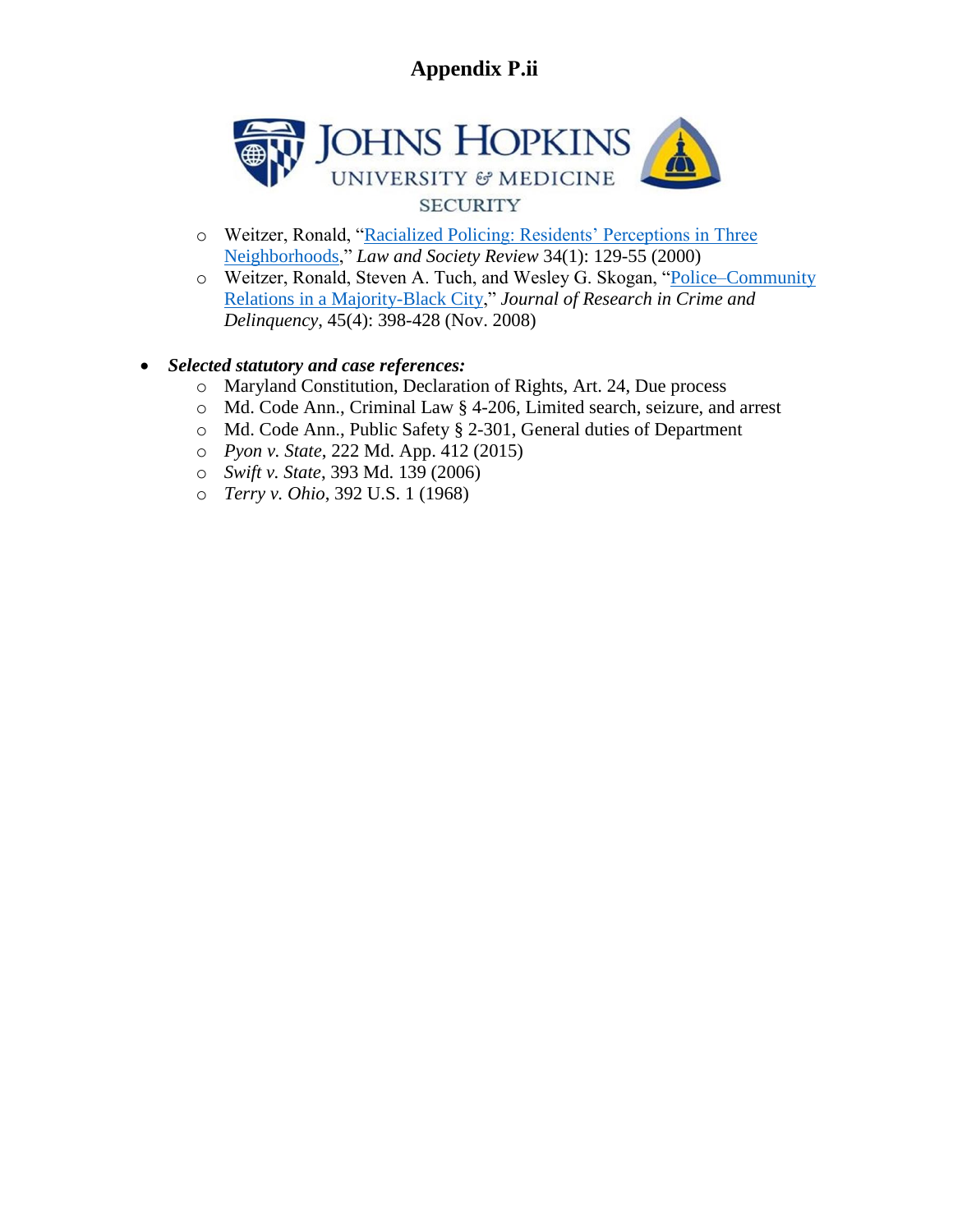# Appendix P.ii

JOHNS HOPKINS
UNIVERSITY & MEDICINE
SECURITY

  - Weitzer, Ronald, "Racialized Policing: Residents' Perceptions in Three Neighborhoods," *Law and Society Review* 34(1): 129-55 (2000)
  - Weitzer, Ronald, Steven A. Tuch, and Wesley G. Skogan, "Police–Community Relations in a Majority-Black City," *Journal of Research in Crime and Delinquency*, 45(4): 398-428 (Nov. 2008)

- ***Selected statutory and case references:***
  - Maryland Constitution, Declaration of Rights, Art. 24, Due process
  - Md. Code Ann., Criminal Law § 4-206, Limited search, seizure, and arrest
  - Md. Code Ann., Public Safety § 2-301, General duties of Department
  - *Pyon v. State*, 222 Md. App. 412 (2015)
  - *Swift v. State*, 393 Md. 139 (2006)
  - *Terry v. Ohio*, 392 U.S. 1 (1968)